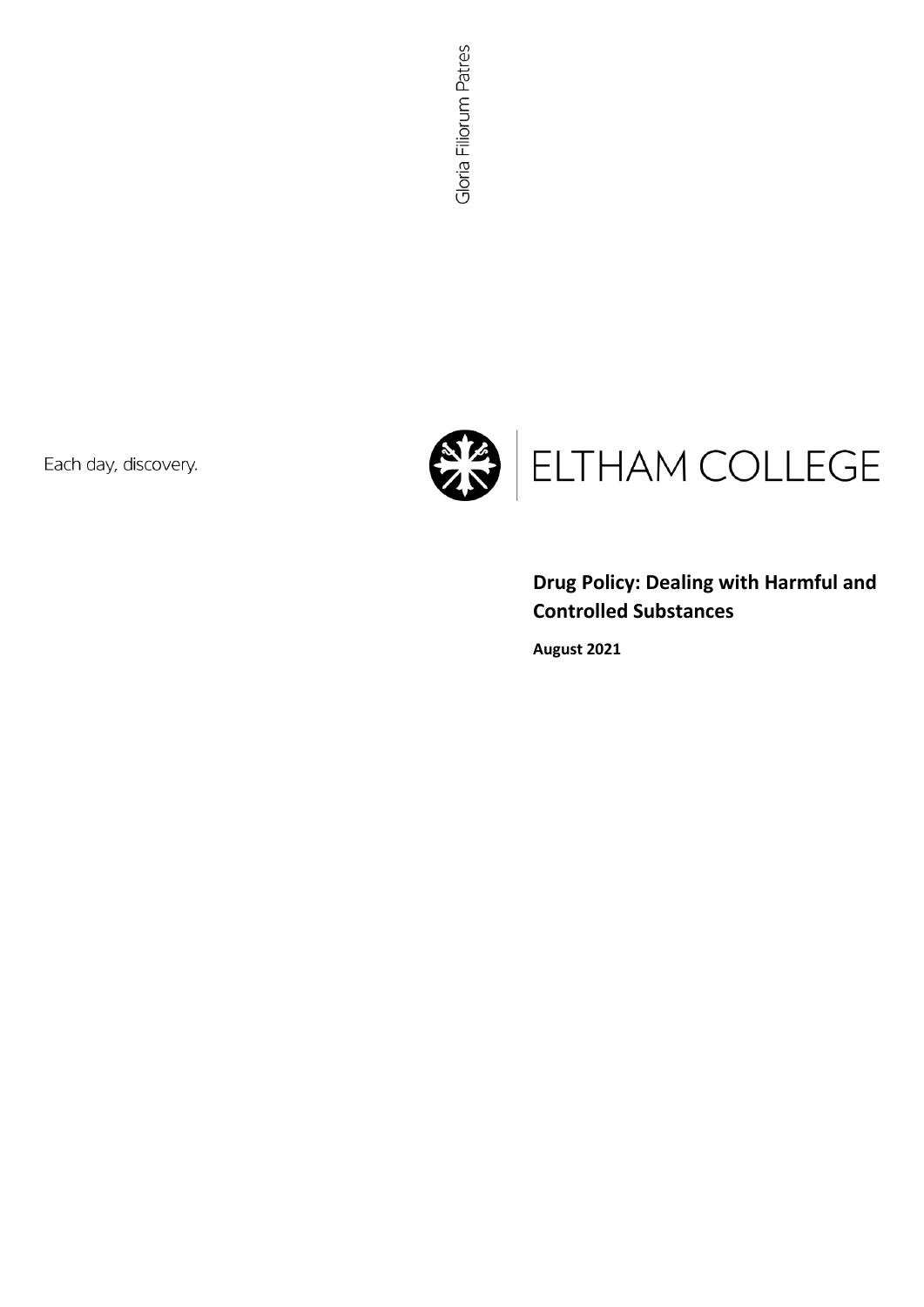Gloria Filiorum Patres

Each day, discovery.

ELTHAM COLLEGE

# Drug Policy: Dealing with Harmful and Controlled Substances

**August 2021**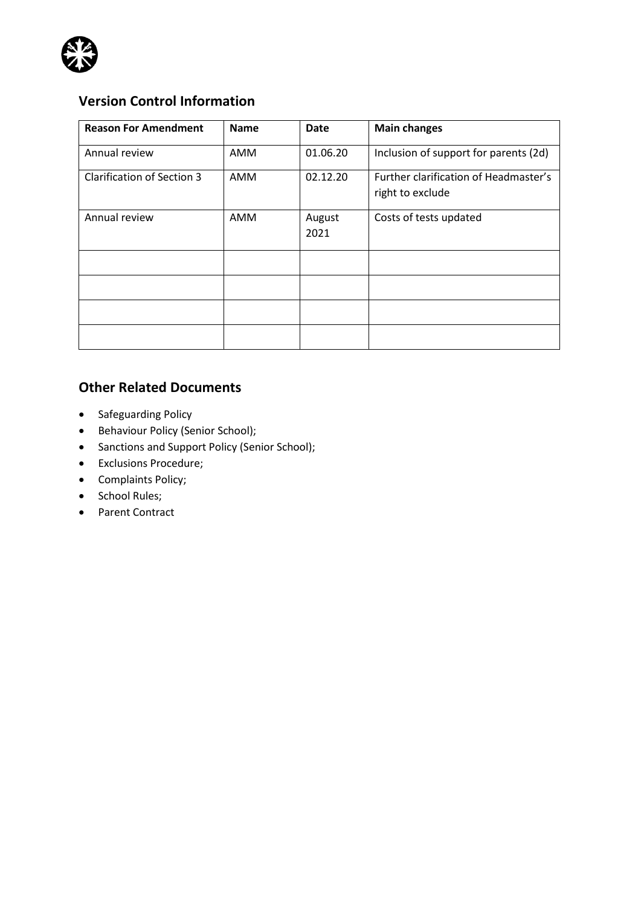## Version Control Information

| Reason For Amendment | Name | Date | Main changes |
| --- | --- | --- | --- |
| Annual review | AMM | 01.06.20 | Inclusion of support for parents (2d) |
| Clarification of Section 3 | AMM | 02.12.20 | Further clarification of Headmaster's right to exclude |
| Annual review | AMM | August 2021 | Costs of tests updated |
| | | | |
| | | | |
| | | | |
| | | | |

## Other Related Documents

- Safeguarding Policy
- Behaviour Policy (Senior School);
- Sanctions and Support Policy (Senior School);
- Exclusions Procedure;
- Complaints Policy;
- School Rules;
- Parent Contract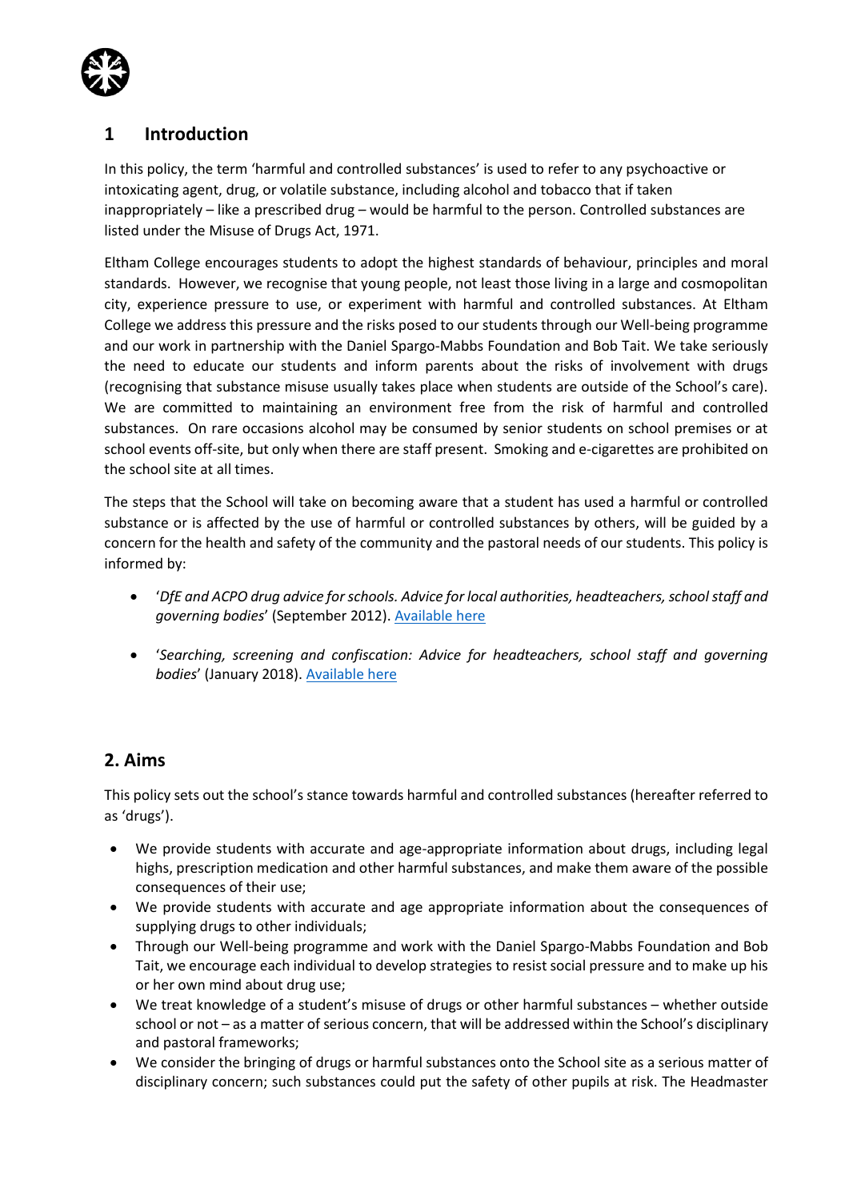## 1 Introduction

In this policy, the term 'harmful and controlled substances' is used to refer to any psychoactive or intoxicating agent, drug, or volatile substance, including alcohol and tobacco that if taken inappropriately – like a prescribed drug – would be harmful to the person. Controlled substances are listed under the Misuse of Drugs Act, 1971.

Eltham College encourages students to adopt the highest standards of behaviour, principles and moral standards. However, we recognise that young people, not least those living in a large and cosmopolitan city, experience pressure to use, or experiment with harmful and controlled substances. At Eltham College we address this pressure and the risks posed to our students through our Well-being programme and our work in partnership with the Daniel Spargo-Mabbs Foundation and Bob Tait. We take seriously the need to educate our students and inform parents about the risks of involvement with drugs (recognising that substance misuse usually takes place when students are outside of the School's care). We are committed to maintaining an environment free from the risk of harmful and controlled substances. On rare occasions alcohol may be consumed by senior students on school premises or at school events off-site, but only when there are staff present. Smoking and e-cigarettes are prohibited on the school site at all times.

The steps that the School will take on becoming aware that a student has used a harmful or controlled substance or is affected by the use of harmful or controlled substances by others, will be guided by a concern for the health and safety of the community and the pastoral needs of our students. This policy is informed by:

- '*DfE and ACPO drug advice for schools. Advice for local authorities, headteachers, school staff and governing bodies*' (September 2012). Available here
- '*Searching, screening and confiscation: Advice for headteachers, school staff and governing bodies*' (January 2018). Available here

## 2. Aims

This policy sets out the school's stance towards harmful and controlled substances (hereafter referred to as 'drugs').

- We provide students with accurate and age-appropriate information about drugs, including legal highs, prescription medication and other harmful substances, and make them aware of the possible consequences of their use;
- We provide students with accurate and age appropriate information about the consequences of supplying drugs to other individuals;
- Through our Well-being programme and work with the Daniel Spargo-Mabbs Foundation and Bob Tait, we encourage each individual to develop strategies to resist social pressure and to make up his or her own mind about drug use;
- We treat knowledge of a student's misuse of drugs or other harmful substances – whether outside school or not – as a matter of serious concern, that will be addressed within the School's disciplinary and pastoral frameworks;
- We consider the bringing of drugs or harmful substances onto the School site as a serious matter of disciplinary concern; such substances could put the safety of other pupils at risk. The Headmaster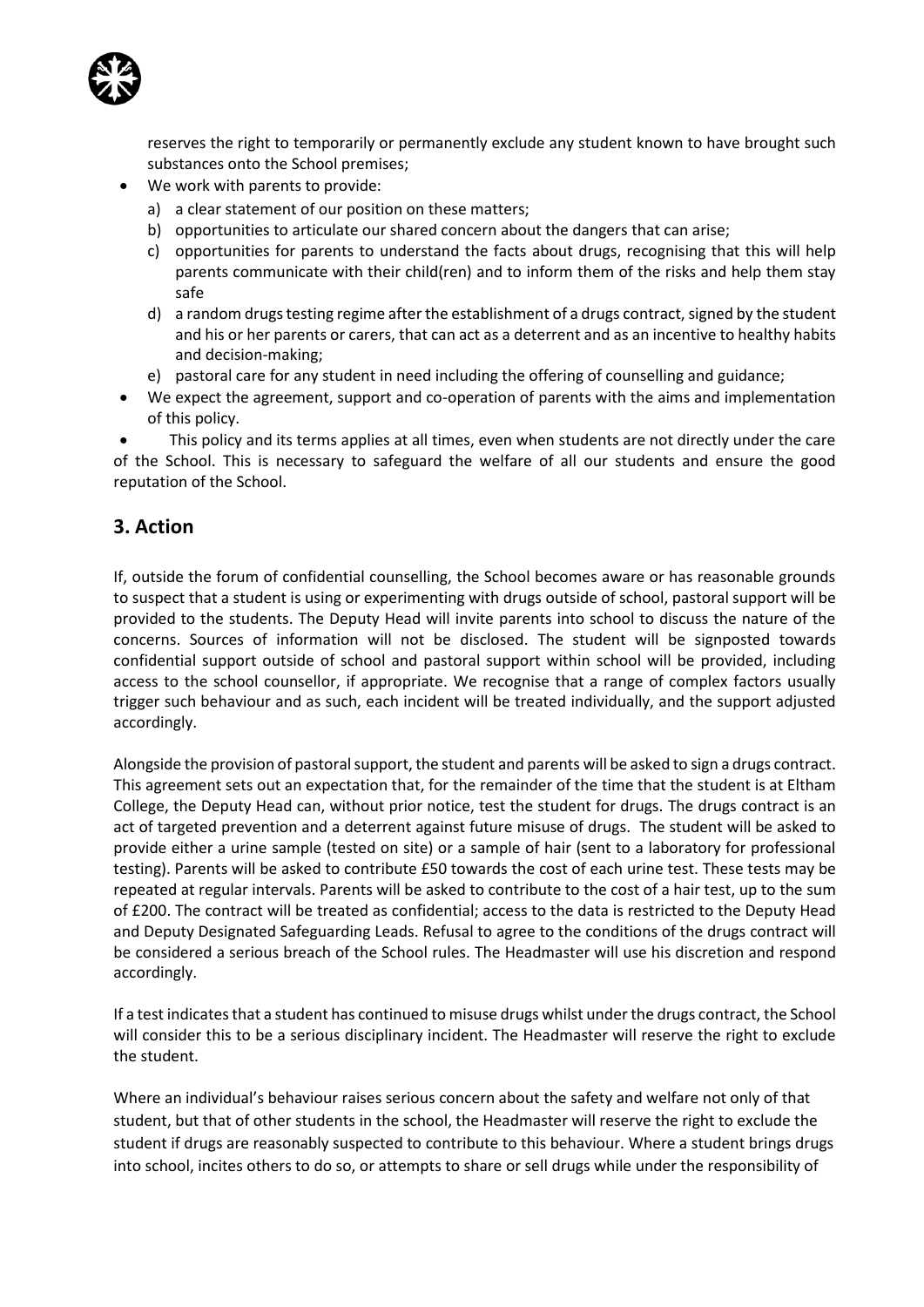reserves the right to temporarily or permanently exclude any student known to have brought such substances onto the School premises;

- We work with parents to provide:
  a) a clear statement of our position on these matters;
  b) opportunities to articulate our shared concern about the dangers that can arise;
  c) opportunities for parents to understand the facts about drugs, recognising that this will help parents communicate with their child(ren) and to inform them of the risks and help them stay safe
  d) a random drugs testing regime after the establishment of a drugs contract, signed by the student and his or her parents or carers, that can act as a deterrent and as an incentive to healthy habits and decision-making;
  e) pastoral care for any student in need including the offering of counselling and guidance;
- We expect the agreement, support and co-operation of parents with the aims and implementation of this policy.
- This policy and its terms applies at all times, even when students are not directly under the care of the School. This is necessary to safeguard the welfare of all our students and ensure the good reputation of the School.

## 3. Action

If, outside the forum of confidential counselling, the School becomes aware or has reasonable grounds to suspect that a student is using or experimenting with drugs outside of school, pastoral support will be provided to the students. The Deputy Head will invite parents into school to discuss the nature of the concerns. Sources of information will not be disclosed. The student will be signposted towards confidential support outside of school and pastoral support within school will be provided, including access to the school counsellor, if appropriate. We recognise that a range of complex factors usually trigger such behaviour and as such, each incident will be treated individually, and the support adjusted accordingly.

Alongside the provision of pastoral support, the student and parents will be asked to sign a drugs contract. This agreement sets out an expectation that, for the remainder of the time that the student is at Eltham College, the Deputy Head can, without prior notice, test the student for drugs. The drugs contract is an act of targeted prevention and a deterrent against future misuse of drugs. The student will be asked to provide either a urine sample (tested on site) or a sample of hair (sent to a laboratory for professional testing). Parents will be asked to contribute £50 towards the cost of each urine test. These tests may be repeated at regular intervals. Parents will be asked to contribute to the cost of a hair test, up to the sum of £200. The contract will be treated as confidential; access to the data is restricted to the Deputy Head and Deputy Designated Safeguarding Leads. Refusal to agree to the conditions of the drugs contract will be considered a serious breach of the School rules. The Headmaster will use his discretion and respond accordingly.

If a test indicates that a student has continued to misuse drugs whilst under the drugs contract, the School will consider this to be a serious disciplinary incident. The Headmaster will reserve the right to exclude the student.

Where an individual's behaviour raises serious concern about the safety and welfare not only of that student, but that of other students in the school, the Headmaster will reserve the right to exclude the student if drugs are reasonably suspected to contribute to this behaviour. Where a student brings drugs into school, incites others to do so, or attempts to share or sell drugs while under the responsibility of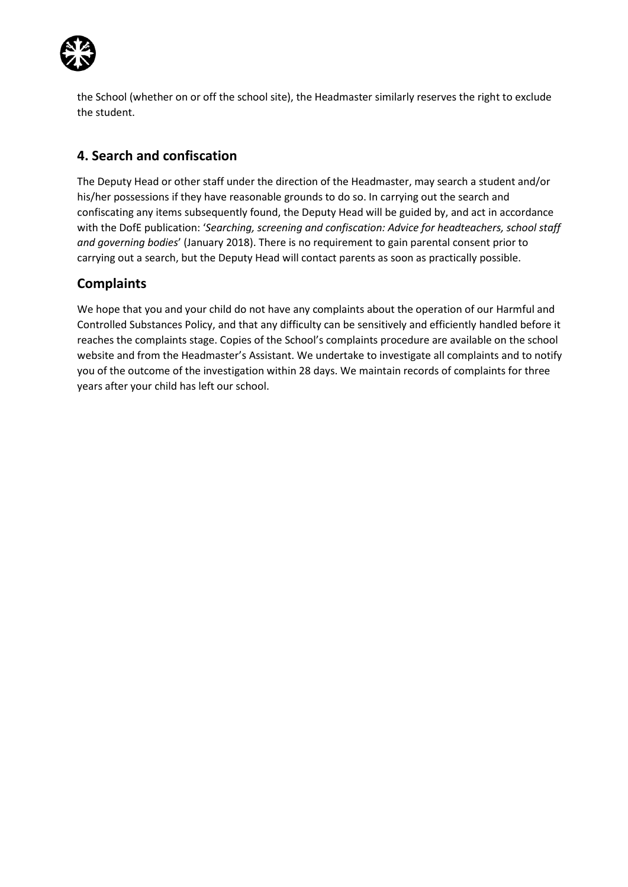the School (whether on or off the school site), the Headmaster similarly reserves the right to exclude the student.

## 4. Search and confiscation

The Deputy Head or other staff under the direction of the Headmaster, may search a student and/or his/her possessions if they have reasonable grounds to do so. In carrying out the search and confiscating any items subsequently found, the Deputy Head will be guided by, and act in accordance with the DofE publication: '*Searching, screening and confiscation: Advice for headteachers, school staff and governing bodies*' (January 2018). There is no requirement to gain parental consent prior to carrying out a search, but the Deputy Head will contact parents as soon as practically possible.

## Complaints

We hope that you and your child do not have any complaints about the operation of our Harmful and Controlled Substances Policy, and that any difficulty can be sensitively and efficiently handled before it reaches the complaints stage. Copies of the School's complaints procedure are available on the school website and from the Headmaster's Assistant. We undertake to investigate all complaints and to notify you of the outcome of the investigation within 28 days. We maintain records of complaints for three years after your child has left our school.